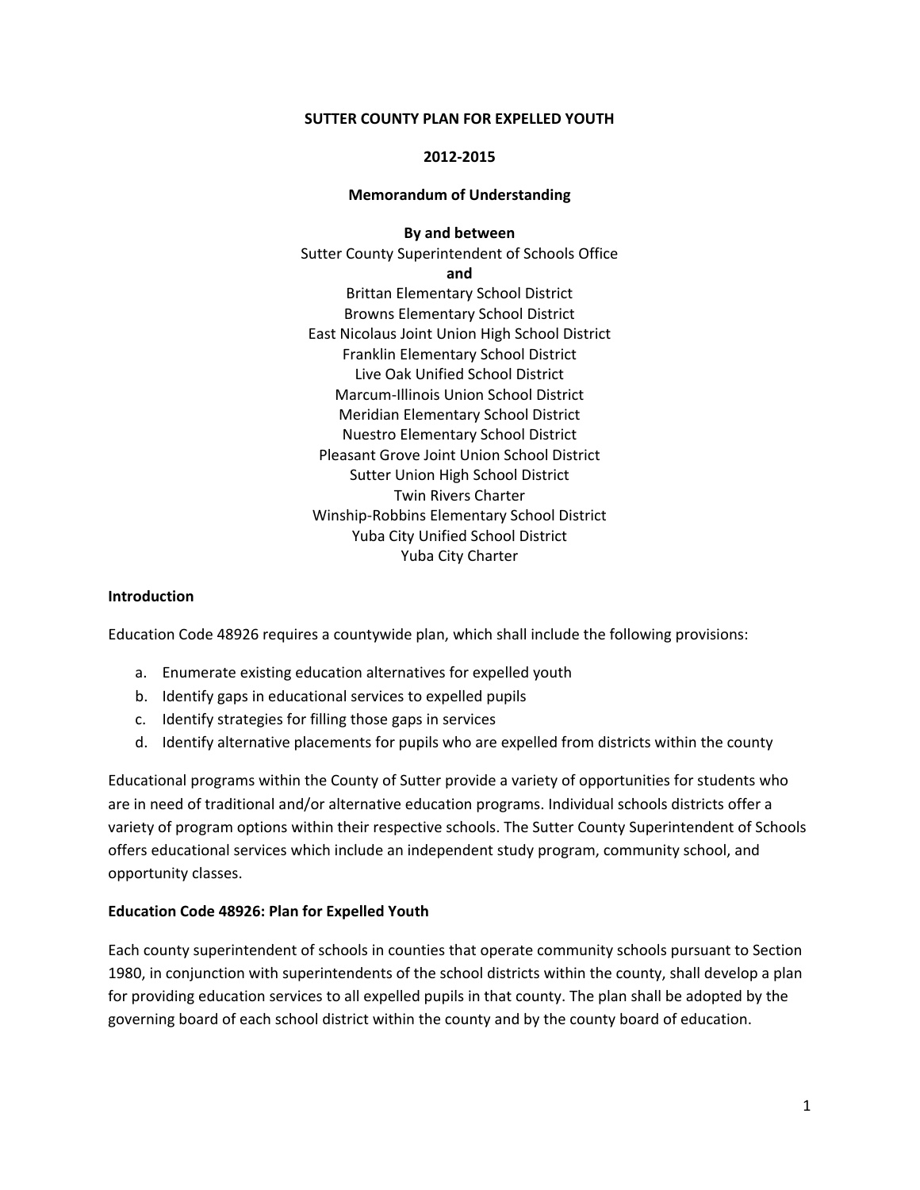# SUTTER COUNTY PLAN FOR EXPELLED YOUTH

## 2012-2015

## Memorandum of Understanding

**By and between**

Sutter County Superintendent of Schools Office

**and**

Brittan Elementary School District
Browns Elementary School District
East Nicolaus Joint Union High School District
Franklin Elementary School District
Live Oak Unified School District
Marcum-Illinois Union School District
Meridian Elementary School District
Nuestro Elementary School District
Pleasant Grove Joint Union School District
Sutter Union High School District
Twin Rivers Charter
Winship-Robbins Elementary School District
Yuba City Unified School District
Yuba City Charter

### Introduction

Education Code 48926 requires a countywide plan, which shall include the following provisions:

a. Enumerate existing education alternatives for expelled youth
b. Identify gaps in educational services to expelled pupils
c. Identify strategies for filling those gaps in services
d. Identify alternative placements for pupils who are expelled from districts within the county

Educational programs within the County of Sutter provide a variety of opportunities for students who are in need of traditional and/or alternative education programs. Individual schools districts offer a variety of program options within their respective schools. The Sutter County Superintendent of Schools offers educational services which include an independent study program, community school, and opportunity classes.

### Education Code 48926: Plan for Expelled Youth

Each county superintendent of schools in counties that operate community schools pursuant to Section 1980, in conjunction with superintendents of the school districts within the county, shall develop a plan for providing education services to all expelled pupils in that county. The plan shall be adopted by the governing board of each school district within the county and by the county board of education.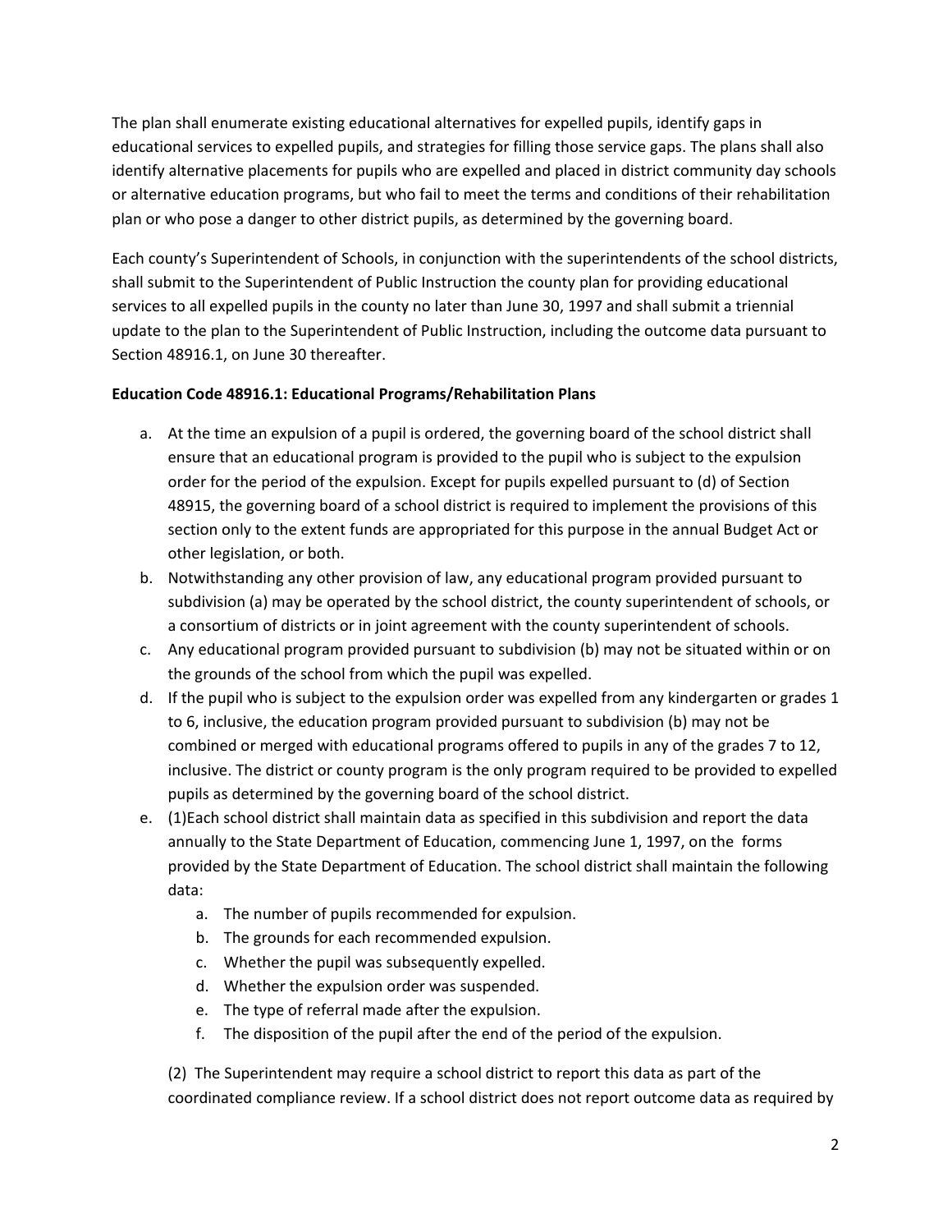The plan shall enumerate existing educational alternatives for expelled pupils, identify gaps in educational services to expelled pupils, and strategies for filling those service gaps. The plans shall also identify alternative placements for pupils who are expelled and placed in district community day schools or alternative education programs, but who fail to meet the terms and conditions of their rehabilitation plan or who pose a danger to other district pupils, as determined by the governing board.

Each county's Superintendent of Schools, in conjunction with the superintendents of the school districts, shall submit to the Superintendent of Public Instruction the county plan for providing educational services to all expelled pupils in the county no later than June 30, 1997 and shall submit a triennial update to the plan to the Superintendent of Public Instruction, including the outcome data pursuant to Section 48916.1, on June 30 thereafter.

**Education Code 48916.1: Educational Programs/Rehabilitation Plans**

a. At the time an expulsion of a pupil is ordered, the governing board of the school district shall ensure that an educational program is provided to the pupil who is subject to the expulsion order for the period of the expulsion. Except for pupils expelled pursuant to (d) of Section 48915, the governing board of a school district is required to implement the provisions of this section only to the extent funds are appropriated for this purpose in the annual Budget Act or other legislation, or both.
b. Notwithstanding any other provision of law, any educational program provided pursuant to subdivision (a) may be operated by the school district, the county superintendent of schools, or a consortium of districts or in joint agreement with the county superintendent of schools.
c. Any educational program provided pursuant to subdivision (b) may not be situated within or on the grounds of the school from which the pupil was expelled.
d. If the pupil who is subject to the expulsion order was expelled from any kindergarten or grades 1 to 6, inclusive, the education program provided pursuant to subdivision (b) may not be combined or merged with educational programs offered to pupils in any of the grades 7 to 12, inclusive. The district or county program is the only program required to be provided to expelled pupils as determined by the governing board of the school district.
e. (1)Each school district shall maintain data as specified in this subdivision and report the data annually to the State Department of Education, commencing June 1, 1997, on the forms provided by the State Department of Education. The school district shall maintain the following data:
    a. The number of pupils recommended for expulsion.
    b. The grounds for each recommended expulsion.
    c. Whether the pupil was subsequently expelled.
    d. Whether the expulsion order was suspended.
    e. The type of referral made after the expulsion.
    f. The disposition of the pupil after the end of the period of the expulsion.

    (2) The Superintendent may require a school district to report this data as part of the coordinated compliance review. If a school district does not report outcome data as required by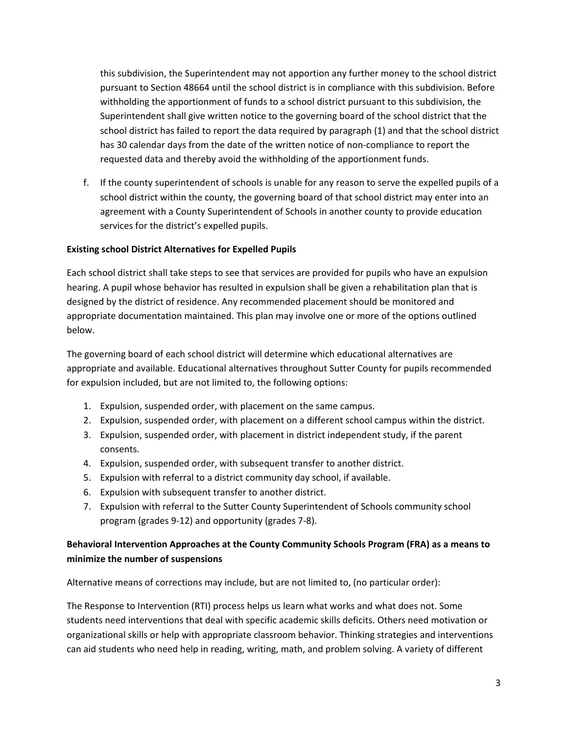this subdivision, the Superintendent may not apportion any further money to the school district pursuant to Section 48664 until the school district is in compliance with this subdivision. Before withholding the apportionment of funds to a school district pursuant to this subdivision, the Superintendent shall give written notice to the governing board of the school district that the school district has failed to report the data required by paragraph (1) and that the school district has 30 calendar days from the date of the written notice of non-compliance to report the requested data and thereby avoid the withholding of the apportionment funds.

f. If the county superintendent of schools is unable for any reason to serve the expelled pupils of a school district within the county, the governing board of that school district may enter into an agreement with a County Superintendent of Schools in another county to provide education services for the district's expelled pupils.

**Existing school District Alternatives for Expelled Pupils**

Each school district shall take steps to see that services are provided for pupils who have an expulsion hearing. A pupil whose behavior has resulted in expulsion shall be given a rehabilitation plan that is designed by the district of residence. Any recommended placement should be monitored and appropriate documentation maintained. This plan may involve one or more of the options outlined below.

The governing board of each school district will determine which educational alternatives are appropriate and available. Educational alternatives throughout Sutter County for pupils recommended for expulsion included, but are not limited to, the following options:

1. Expulsion, suspended order, with placement on the same campus.
2. Expulsion, suspended order, with placement on a different school campus within the district.
3. Expulsion, suspended order, with placement in district independent study, if the parent consents.
4. Expulsion, suspended order, with subsequent transfer to another district.
5. Expulsion with referral to a district community day school, if available.
6. Expulsion with subsequent transfer to another district.
7. Expulsion with referral to the Sutter County Superintendent of Schools community school program (grades 9-12) and opportunity (grades 7-8).

**Behavioral Intervention Approaches at the County Community Schools Program (FRA) as a means to minimize the number of suspensions**

Alternative means of corrections may include, but are not limited to, (no particular order):

The Response to Intervention (RTI) process helps us learn what works and what does not. Some students need interventions that deal with specific academic skills deficits. Others need motivation or organizational skills or help with appropriate classroom behavior. Thinking strategies and interventions can aid students who need help in reading, writing, math, and problem solving. A variety of different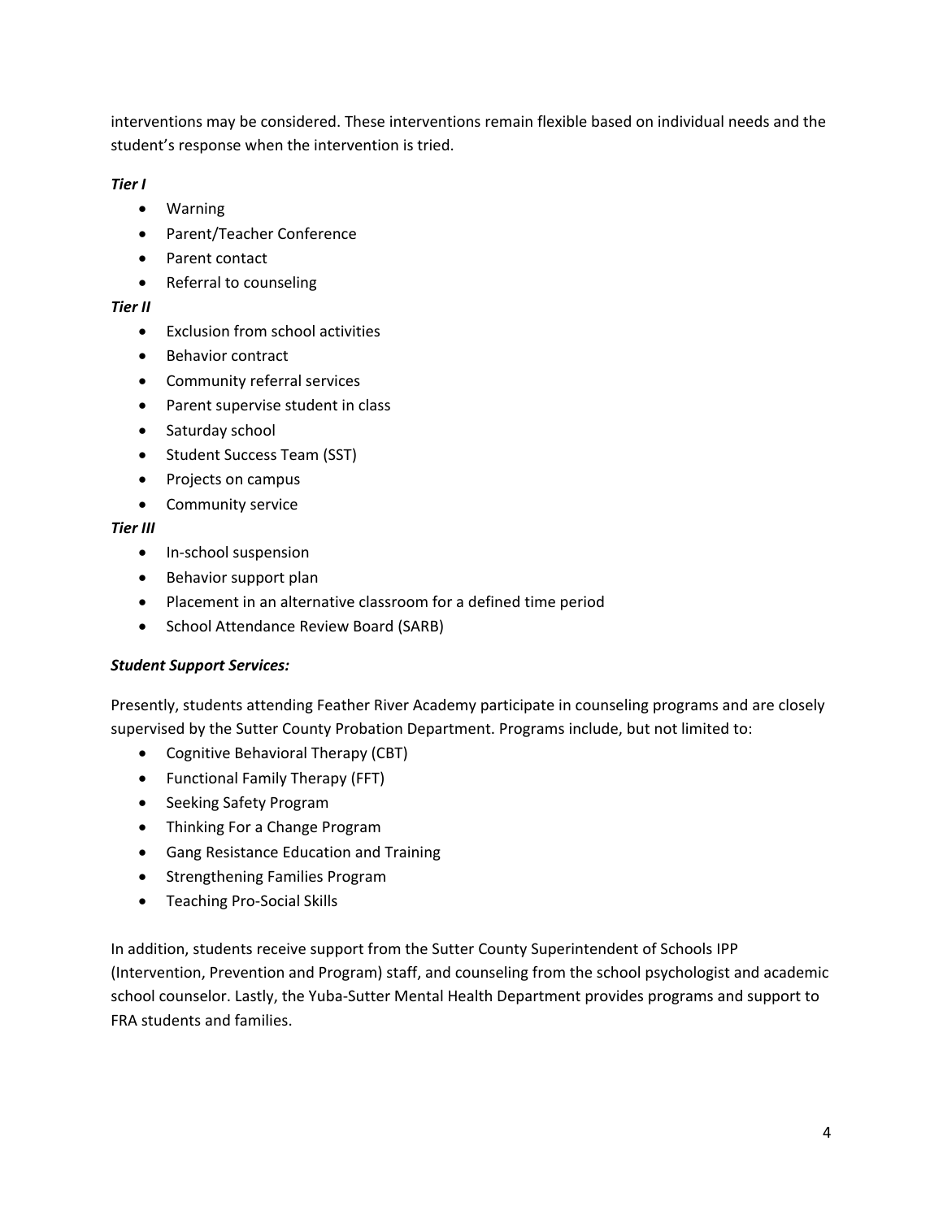interventions may be considered. These interventions remain flexible based on individual needs and the student's response when the intervention is tried.

***Tier I***

- Warning
- Parent/Teacher Conference
- Parent contact
- Referral to counseling

***Tier II***

- Exclusion from school activities
- Behavior contract
- Community referral services
- Parent supervise student in class
- Saturday school
- Student Success Team (SST)
- Projects on campus
- Community service

***Tier III***

- In-school suspension
- Behavior support plan
- Placement in an alternative classroom for a defined time period
- School Attendance Review Board (SARB)

***Student Support Services:***

Presently, students attending Feather River Academy participate in counseling programs and are closely supervised by the Sutter County Probation Department. Programs include, but not limited to:

- Cognitive Behavioral Therapy (CBT)
- Functional Family Therapy (FFT)
- Seeking Safety Program
- Thinking For a Change Program
- Gang Resistance Education and Training
- Strengthening Families Program
- Teaching Pro-Social Skills

In addition, students receive support from the Sutter County Superintendent of Schools IPP (Intervention, Prevention and Program) staff, and counseling from the school psychologist and academic school counselor. Lastly, the Yuba-Sutter Mental Health Department provides programs and support to FRA students and families.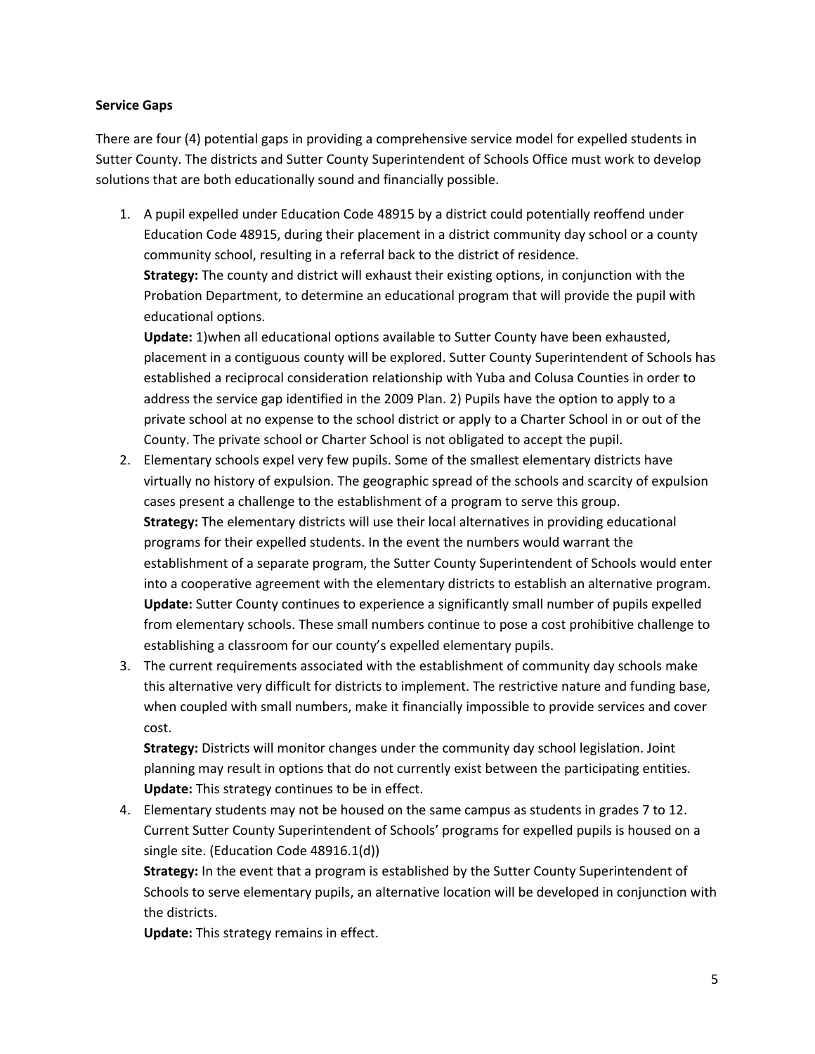**Service Gaps**

There are four (4) potential gaps in providing a comprehensive service model for expelled students in Sutter County. The districts and Sutter County Superintendent of Schools Office must work to develop solutions that are both educationally sound and financially possible.

1. A pupil expelled under Education Code 48915 by a district could potentially reoffend under Education Code 48915, during their placement in a district community day school or a county community school, resulting in a referral back to the district of residence.
   **Strategy:** The county and district will exhaust their existing options, in conjunction with the Probation Department, to determine an educational program that will provide the pupil with educational options.
   **Update:** 1)when all educational options available to Sutter County have been exhausted, placement in a contiguous county will be explored. Sutter County Superintendent of Schools has established a reciprocal consideration relationship with Yuba and Colusa Counties in order to address the service gap identified in the 2009 Plan. 2) Pupils have the option to apply to a private school at no expense to the school district or apply to a Charter School in or out of the County. The private school or Charter School is not obligated to accept the pupil.
2. Elementary schools expel very few pupils. Some of the smallest elementary districts have virtually no history of expulsion. The geographic spread of the schools and scarcity of expulsion cases present a challenge to the establishment of a program to serve this group.
   **Strategy:** The elementary districts will use their local alternatives in providing educational programs for their expelled students. In the event the numbers would warrant the establishment of a separate program, the Sutter County Superintendent of Schools would enter into a cooperative agreement with the elementary districts to establish an alternative program.
   **Update:** Sutter County continues to experience a significantly small number of pupils expelled from elementary schools. These small numbers continue to pose a cost prohibitive challenge to establishing a classroom for our county's expelled elementary pupils.
3. The current requirements associated with the establishment of community day schools make this alternative very difficult for districts to implement. The restrictive nature and funding base, when coupled with small numbers, make it financially impossible to provide services and cover cost.
   **Strategy:** Districts will monitor changes under the community day school legislation. Joint planning may result in options that do not currently exist between the participating entities.
   **Update:** This strategy continues to be in effect.
4. Elementary students may not be housed on the same campus as students in grades 7 to 12. Current Sutter County Superintendent of Schools' programs for expelled pupils is housed on a single site. (Education Code 48916.1(d))
   **Strategy:** In the event that a program is established by the Sutter County Superintendent of Schools to serve elementary pupils, an alternative location will be developed in conjunction with the districts.
   **Update:** This strategy remains in effect.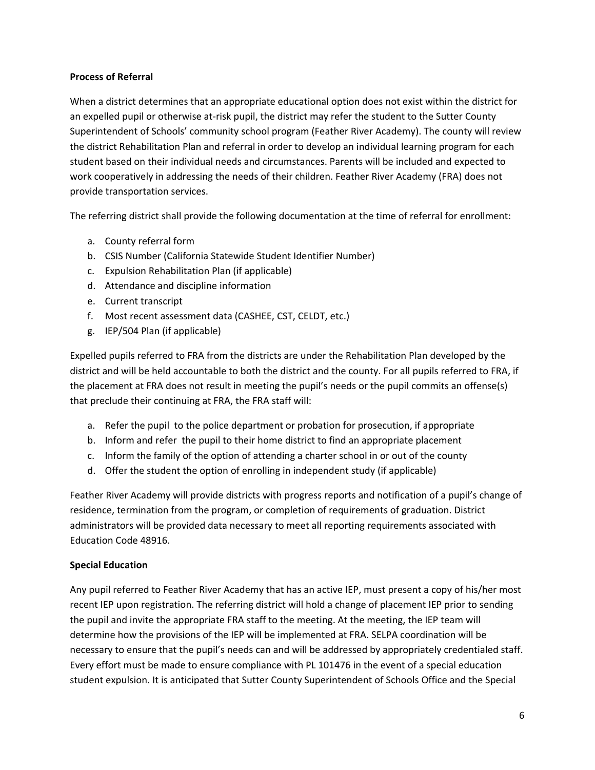**Process of Referral**

When a district determines that an appropriate educational option does not exist within the district for an expelled pupil or otherwise at-risk pupil, the district may refer the student to the Sutter County Superintendent of Schools' community school program (Feather River Academy). The county will review the district Rehabilitation Plan and referral in order to develop an individual learning program for each student based on their individual needs and circumstances. Parents will be included and expected to work cooperatively in addressing the needs of their children. Feather River Academy (FRA) does not provide transportation services.

The referring district shall provide the following documentation at the time of referral for enrollment:

a. County referral form
b. CSIS Number (California Statewide Student Identifier Number)
c. Expulsion Rehabilitation Plan (if applicable)
d. Attendance and discipline information
e. Current transcript
f. Most recent assessment data (CASHEE, CST, CELDT, etc.)
g. IEP/504 Plan (if applicable)

Expelled pupils referred to FRA from the districts are under the Rehabilitation Plan developed by the district and will be held accountable to both the district and the county. For all pupils referred to FRA, if the placement at FRA does not result in meeting the pupil's needs or the pupil commits an offense(s) that preclude their continuing at FRA, the FRA staff will:

a. Refer the pupil to the police department or probation for prosecution, if appropriate
b. Inform and refer the pupil to their home district to find an appropriate placement
c. Inform the family of the option of attending a charter school in or out of the county
d. Offer the student the option of enrolling in independent study (if applicable)

Feather River Academy will provide districts with progress reports and notification of a pupil's change of residence, termination from the program, or completion of requirements of graduation. District administrators will be provided data necessary to meet all reporting requirements associated with Education Code 48916.

**Special Education**

Any pupil referred to Feather River Academy that has an active IEP, must present a copy of his/her most recent IEP upon registration. The referring district will hold a change of placement IEP prior to sending the pupil and invite the appropriate FRA staff to the meeting. At the meeting, the IEP team will determine how the provisions of the IEP will be implemented at FRA. SELPA coordination will be necessary to ensure that the pupil's needs can and will be addressed by appropriately credentialed staff. Every effort must be made to ensure compliance with PL 101476 in the event of a special education student expulsion. It is anticipated that Sutter County Superintendent of Schools Office and the Special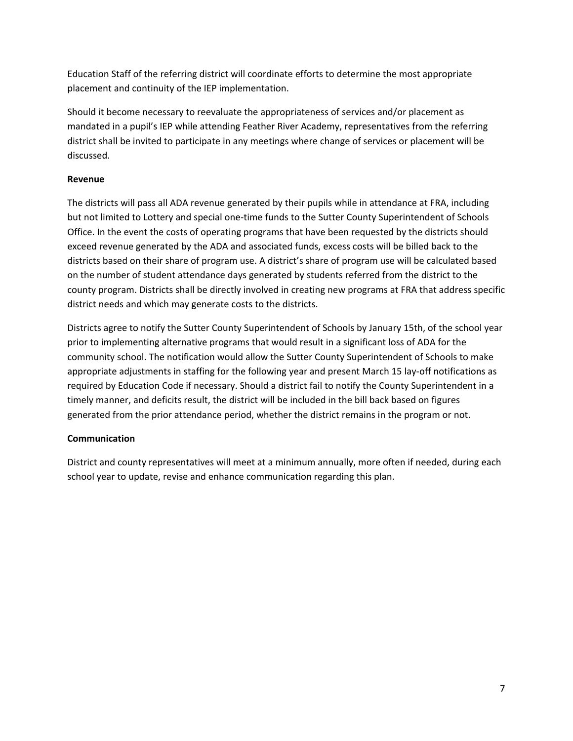Education Staff of the referring district will coordinate efforts to determine the most appropriate placement and continuity of the IEP implementation.

Should it become necessary to reevaluate the appropriateness of services and/or placement as mandated in a pupil's IEP while attending Feather River Academy, representatives from the referring district shall be invited to participate in any meetings where change of services or placement will be discussed.

**Revenue**

The districts will pass all ADA revenue generated by their pupils while in attendance at FRA, including but not limited to Lottery and special one-time funds to the Sutter County Superintendent of Schools Office. In the event the costs of operating programs that have been requested by the districts should exceed revenue generated by the ADA and associated funds, excess costs will be billed back to the districts based on their share of program use. A district's share of program use will be calculated based on the number of student attendance days generated by students referred from the district to the county program. Districts shall be directly involved in creating new programs at FRA that address specific district needs and which may generate costs to the districts.

Districts agree to notify the Sutter County Superintendent of Schools by January 15th, of the school year prior to implementing alternative programs that would result in a significant loss of ADA for the community school. The notification would allow the Sutter County Superintendent of Schools to make appropriate adjustments in staffing for the following year and present March 15 lay-off notifications as required by Education Code if necessary. Should a district fail to notify the County Superintendent in a timely manner, and deficits result, the district will be included in the bill back based on figures generated from the prior attendance period, whether the district remains in the program or not.

**Communication**

District and county representatives will meet at a minimum annually, more often if needed, during each school year to update, revise and enhance communication regarding this plan.